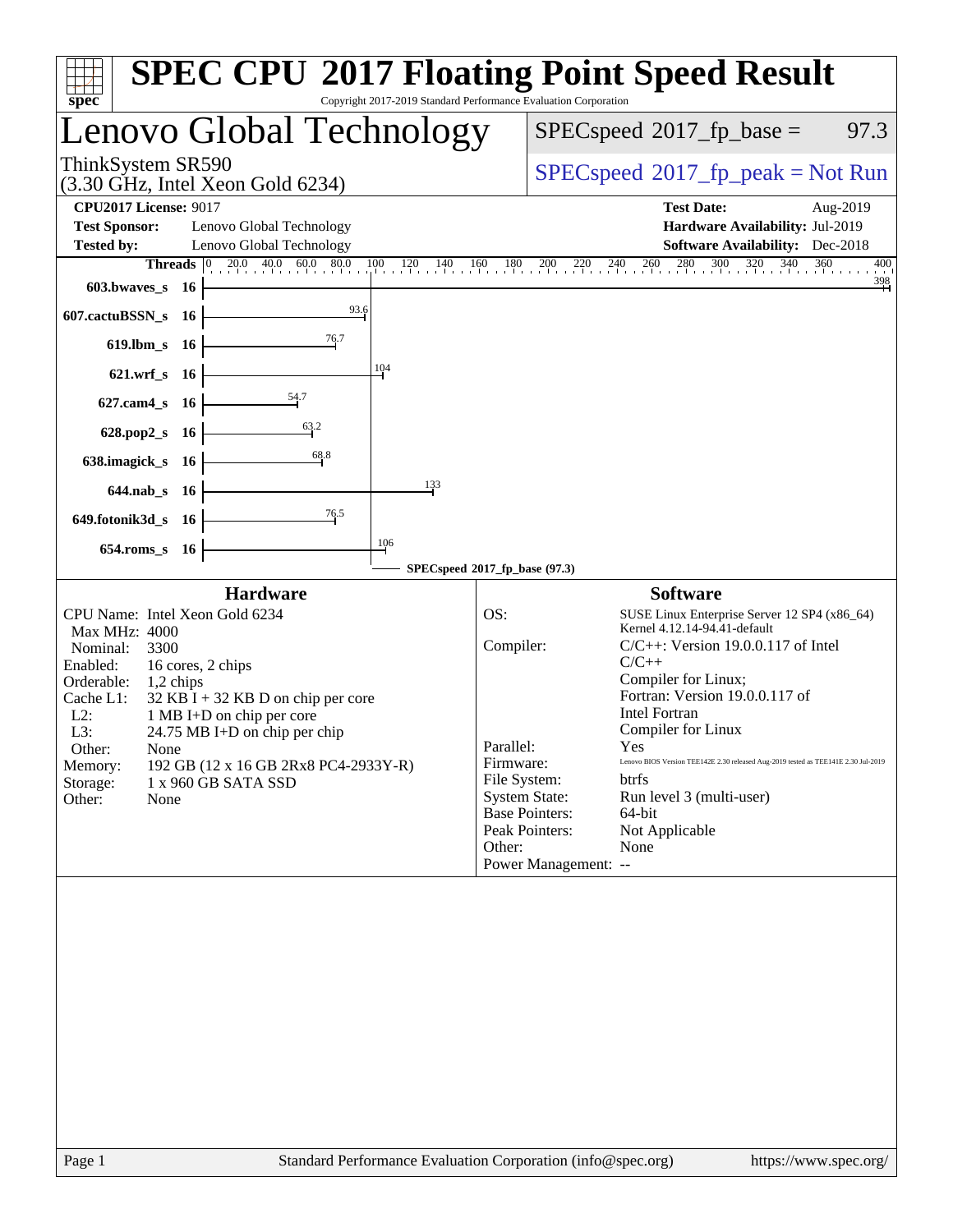# SPEC CPU 2017 Floating Point Speed Result

Copyright 2017-2019 Standard Performance Evaluation Corporation

## Lenovo Global Technology

ThinkSystem SR590
(3.30 GHz, Intel Xeon Gold 6234)

SPECspeed 2017_fp_base = 97.3

SPECspeed 2017_fp_peak = Not Run

**CPU2017 License:** 9017
**Test Sponsor:** Lenovo Global Technology
**Tested by:** Lenovo Global Technology

**Test Date:** Aug-2019
**Hardware Availability:** Jul-2019
**Software Availability:** Dec-2018

| Benchmark | Threads | Base |
|---|---|---|
| 603.bwaves_s | 16 | 398 |
| 607.cactuBSSN_s | 16 | 93.6 |
| 619.lbm_s | 16 | 76.7 |
| 621.wrf_s | 16 | 104 |
| 627.cam4_s | 16 | 54.7 |
| 628.pop2_s | 16 | 63.2 |
| 638.imagick_s | 16 | 68.8 |
| 644.nab_s | 16 | 133 |
| 649.fotonik3d_s | 16 | 76.5 |
| 654.roms_s | 16 | 106 |

SPECspeed 2017_fp_base (97.3)

### Hardware

| | |
|---|---|
| CPU Name: | Intel Xeon Gold 6234 |
| Max MHz: | 4000 |
| Nominal: | 3300 |
| Enabled: | 16 cores, 2 chips |
| Orderable: | 1,2 chips |
| Cache L1: | 32 KB I + 32 KB D on chip per core |
| L2: | 1 MB I+D on chip per core |
| L3: | 24.75 MB I+D on chip per chip |
| Other: | None |
| Memory: | 192 GB (12 x 16 GB 2Rx8 PC4-2933Y-R) |
| Storage: | 1 x 960 GB SATA SSD |
| Other: | None |

### Software

| | |
|---|---|
| OS: | SUSE Linux Enterprise Server 12 SP4 (x86_64) Kernel 4.12.14-94.41-default |
| Compiler: | C/C++: Version 19.0.0.117 of Intel C/C++ Compiler for Linux; Fortran: Version 19.0.0.117 of Intel Fortran Compiler for Linux |
| Parallel: | Yes |
| Firmware: | Lenovo BIOS Version TEE142E 2.30 released Aug-2019 tested as TEE141E 2.30 Jul-2019 |
| File System: | btrfs |
| System State: | Run level 3 (multi-user) |
| Base Pointers: | 64-bit |
| Peak Pointers: | Not Applicable |
| Other: | None |
| Power Management: | -- |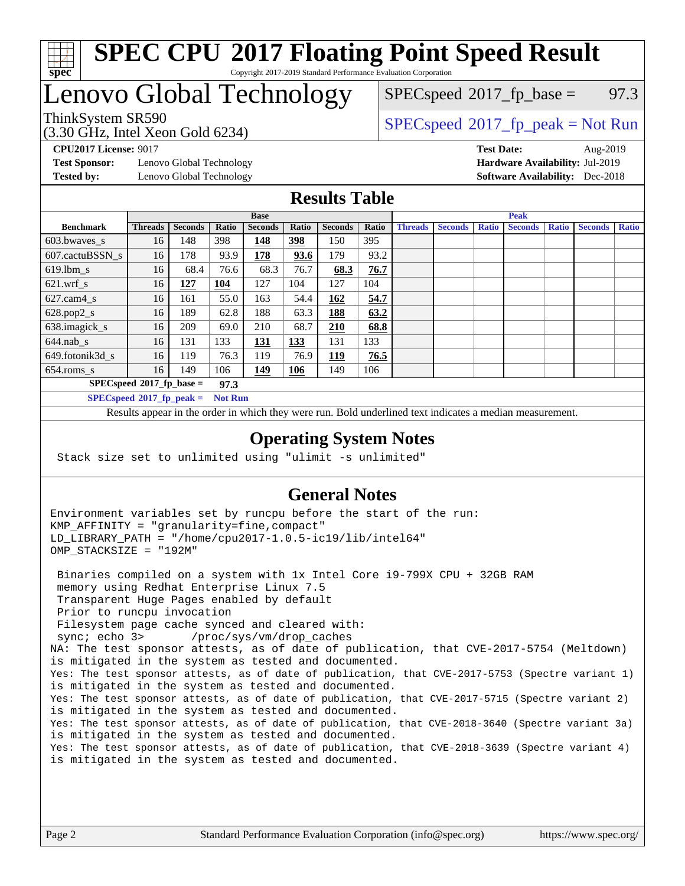# SPEC CPU 2017 Floating Point Speed Result

Copyright 2017-2019 Standard Performance Evaluation Corporation

# Lenovo Global Technology

ThinkSystem SR590
(3.30 GHz, Intel Xeon Gold 6234)

SPECspeed 2017_fp_base = 97.3

SPECspeed 2017_fp_peak = Not Run

**CPU2017 License:** 9017
**Test Sponsor:** Lenovo Global Technology
**Tested by:** Lenovo Global Technology

**Test Date:** Aug-2019
**Hardware Availability:** Jul-2019
**Software Availability:** Dec-2018

## Results Table

| | Base | | | | | | | Peak | | | | | | |
|---|---|---|---|---|---|---|---|---|---|---|---|---|---|---|
| **Benchmark** | **Threads** | **Seconds** | **Ratio** | **Seconds** | **Ratio** | **Seconds** | **Ratio** | **Threads** | **Seconds** | **Ratio** | **Seconds** | **Ratio** | **Seconds** | **Ratio** |
| 603.bwaves_s | 16 | 148 | 398 | **148** | **398** | 150 | 395 | | | | | | | |
| 607.cactuBSSN_s | 16 | 178 | 93.9 | **178** | **93.6** | 179 | 93.2 | | | | | | | |
| 619.lbm_s | 16 | 68.4 | 76.6 | 68.3 | 76.7 | **68.3** | **76.7** | | | | | | | |
| 621.wrf_s | 16 | **127** | **104** | 127 | 104 | 127 | 104 | | | | | | | |
| 627.cam4_s | 16 | 161 | 55.0 | 163 | 54.4 | **162** | **54.7** | | | | | | | |
| 628.pop2_s | 16 | 189 | 62.8 | 188 | 63.3 | **188** | **63.2** | | | | | | | |
| 638.imagick_s | 16 | 209 | 69.0 | 210 | 68.7 | **210** | **68.8** | | | | | | | |
| 644.nab_s | 16 | 131 | 133 | **131** | **133** | 131 | 133 | | | | | | | |
| 649.fotonik3d_s | 16 | 119 | 76.3 | 119 | 76.9 | **119** | **76.5** | | | | | | | |
| 654.roms_s | 16 | 149 | 106 | **149** | **106** | 149 | 106 | | | | | | | |

**SPECspeed 2017_fp_base = 97.3**

**SPECspeed 2017_fp_peak = Not Run**

Results appear in the order in which they were run. Bold underlined text indicates a median measurement.

## Operating System Notes

```
Stack size set to unlimited using "ulimit -s unlimited"
```

## General Notes

```
Environment variables set by runcpu before the start of the run:
KMP_AFFINITY = "granularity=fine,compact"
LD_LIBRARY_PATH = "/home/cpu2017-1.0.5-ic19/lib/intel64"
OMP_STACKSIZE = "192M"

 Binaries compiled on a system with 1x Intel Core i9-799X CPU + 32GB RAM
 memory using Redhat Enterprise Linux 7.5
 Transparent Huge Pages enabled by default
 Prior to runcpu invocation
 Filesystem page cache synced and cleared with:
 sync; echo 3>       /proc/sys/vm/drop_caches
NA: The test sponsor attests, as of date of publication, that CVE-2017-5754 (Meltdown)
is mitigated in the system as tested and documented.
Yes: The test sponsor attests, as of date of publication, that CVE-2017-5753 (Spectre variant 1)
is mitigated in the system as tested and documented.
Yes: The test sponsor attests, as of date of publication, that CVE-2017-5715 (Spectre variant 2)
is mitigated in the system as tested and documented.
Yes: The test sponsor attests, as of date of publication, that CVE-2018-3640 (Spectre variant 3a)
is mitigated in the system as tested and documented.
Yes: The test sponsor attests, as of date of publication, that CVE-2018-3639 (Spectre variant 4)
is mitigated in the system as tested and documented.
```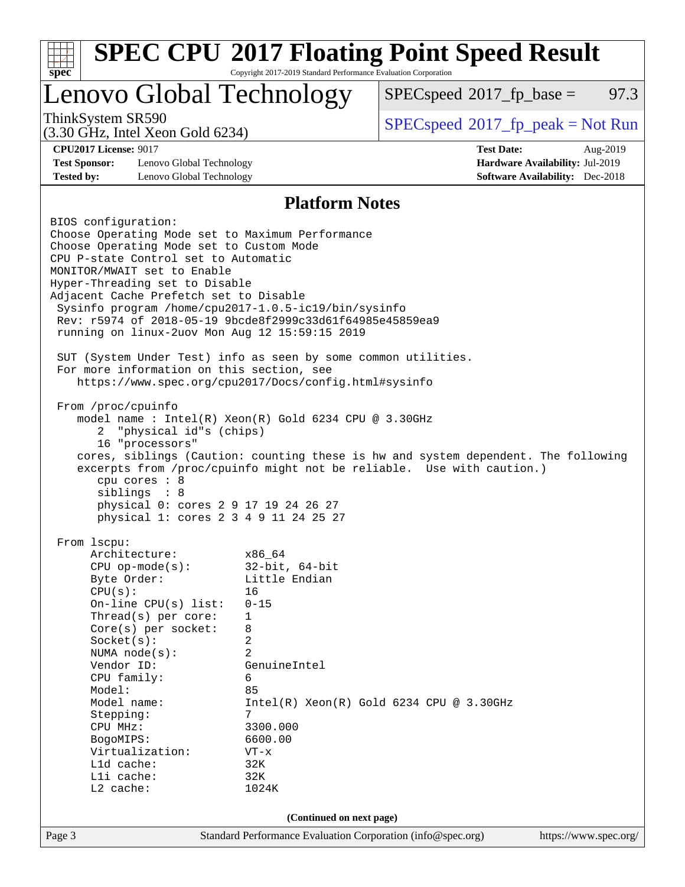# SPEC CPU 2017 Floating Point Speed Result

Copyright 2017-2019 Standard Performance Evaluation Corporation

## Lenovo Global Technology

ThinkSystem SR590
(3.30 GHz, Intel Xeon Gold 6234)

SPECspeed 2017_fp_base = 97.3

SPECspeed 2017_fp_peak = Not Run

**CPU2017 License:** 9017
**Test Sponsor:** Lenovo Global Technology
**Tested by:** Lenovo Global Technology

**Test Date:** Aug-2019
**Hardware Availability:** Jul-2019
**Software Availability:** Dec-2018

### Platform Notes

```
BIOS configuration:
Choose Operating Mode set to Maximum Performance
Choose Operating Mode set to Custom Mode
CPU P-state Control set to Automatic
MONITOR/MWAIT set to Enable
Hyper-Threading set to Disable
Adjacent Cache Prefetch set to Disable
 Sysinfo program /home/cpu2017-1.0.5-ic19/bin/sysinfo
 Rev: r5974 of 2018-05-19 9bcde8f2999c33d61f64985e45859ea9
 running on linux-2uov Mon Aug 12 15:59:15 2019

 SUT (System Under Test) info as seen by some common utilities.
 For more information on this section, see
    https://www.spec.org/cpu2017/Docs/config.html#sysinfo

 From /proc/cpuinfo
    model name : Intel(R) Xeon(R) Gold 6234 CPU @ 3.30GHz
       2  "physical id"s (chips)
       16 "processors"
    cores, siblings (Caution: counting these is hw and system dependent. The following
    excerpts from /proc/cpuinfo might not be reliable.  Use with caution.)
       cpu cores : 8
       siblings  : 8
       physical 0: cores 2 9 17 19 24 26 27
       physical 1: cores 2 3 4 9 11 24 25 27

 From lscpu:
      Architecture:          x86_64
      CPU op-mode(s):        32-bit, 64-bit
      Byte Order:            Little Endian
      CPU(s):                16
      On-line CPU(s) list:   0-15
      Thread(s) per core:    1
      Core(s) per socket:    8
      Socket(s):             2
      NUMA node(s):          2
      Vendor ID:             GenuineIntel
      CPU family:            6
      Model:                 85
      Model name:            Intel(R) Xeon(R) Gold 6234 CPU @ 3.30GHz
      Stepping:              7
      CPU MHz:               3300.000
      BogoMIPS:              6600.00
      Virtualization:        VT-x
      L1d cache:             32K
      L1i cache:             32K
      L2 cache:              1024K
```

(Continued on next page)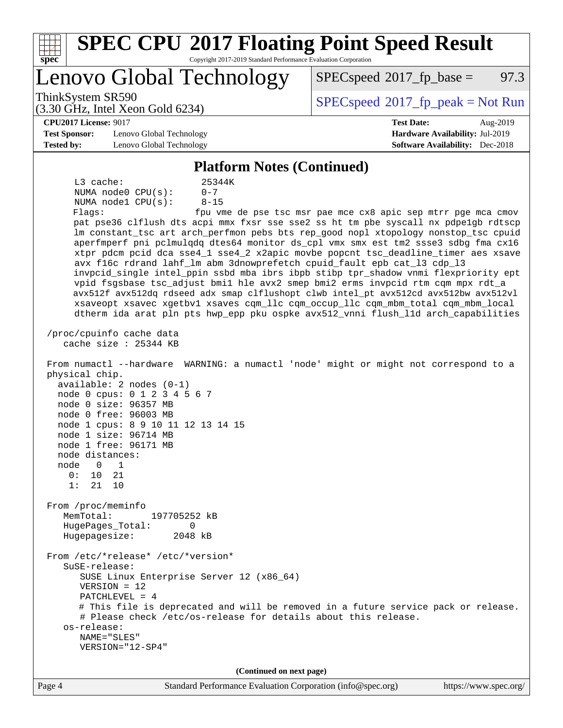## Platform Notes (Continued)

```
      L3 cache:              25344K
      NUMA node0 CPU(s):     0-7
      NUMA node1 CPU(s):     8-15
      Flags:                 fpu vme de pse tsc msr pae mce cx8 apic sep mtrr pge mca cmov
      pat pse36 clflush dts acpi mmx fxsr sse sse2 ss ht tm pbe syscall nx pdpe1gb rdtscp
      lm constant_tsc art arch_perfmon pebs bts rep_good nopl xtopology nonstop_tsc cpuid
      aperfmperf pni pclmulqdq dtes64 monitor ds_cpl vmx smx est tm2 ssse3 sdbg fma cx16
      xtpr pdcm pcid dca sse4_1 sse4_2 x2apic movbe popcnt tsc_deadline_timer aes xsave
      avx f16c rdrand lahf_lm abm 3dnowprefetch cpuid_fault epb cat_l3 cdp_l3
      invpcid_single intel_ppin ssbd mba ibrs ibpb stibp tpr_shadow vnmi flexpriority ept
      vpid fsgsbase tsc_adjust bmi1 hle avx2 smep bmi2 erms invpcid rtm cqm mpx rdt_a
      avx512f avx512dq rdseed adx smap clflushopt clwb intel_pt avx512cd avx512bw avx512vl
      xsaveopt xsavec xgetbv1 xsaves cqm_llc cqm_occup_llc cqm_mbm_total cqm_mbm_local
      dtherm ida arat pln pts hwp_epp pku ospke avx512_vnni flush_l1d arch_capabilities

 /proc/cpuinfo cache data
    cache size : 25344 KB

 From numactl --hardware  WARNING: a numactl 'node' might or might not correspond to a
 physical chip.
   available: 2 nodes (0-1)
   node 0 cpus: 0 1 2 3 4 5 6 7
   node 0 size: 96357 MB
   node 0 free: 96003 MB
   node 1 cpus: 8 9 10 11 12 13 14 15
   node 1 size: 96714 MB
   node 1 free: 96171 MB
   node distances:
   node   0   1
     0:  10  21
     1:  21  10

 From /proc/meminfo
    MemTotal:       197705252 kB
    HugePages_Total:       0
    Hugepagesize:       2048 kB

 From /etc/*release* /etc/*version*
    SuSE-release:
       SUSE Linux Enterprise Server 12 (x86_64)
       VERSION = 12
       PATCHLEVEL = 4
       # This file is deprecated and will be removed in a future service pack or release.
       # Please check /etc/os-release for details about this release.
    os-release:
       NAME="SLES"
       VERSION="12-SP4"
```

(Continued on next page)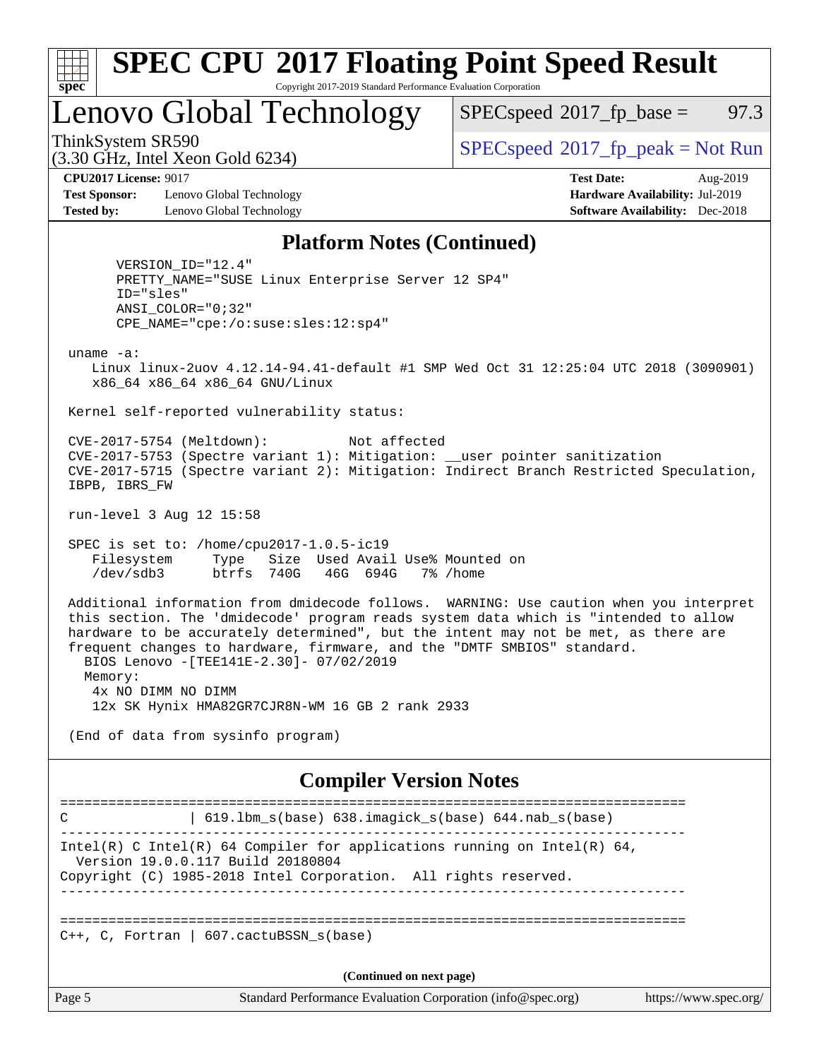## Platform Notes (Continued)

```
      VERSION_ID="12.4"
      PRETTY_NAME="SUSE Linux Enterprise Server 12 SP4"
      ID="sles"
      ANSI_COLOR="0;32"
      CPE_NAME="cpe:/o:suse:sles:12:sp4"

 uname -a:
    Linux linux-2uov 4.12.14-94.41-default #1 SMP Wed Oct 31 12:25:04 UTC 2018 (3090901)
    x86_64 x86_64 x86_64 GNU/Linux

 Kernel self-reported vulnerability status:

 CVE-2017-5754 (Meltdown):          Not affected
 CVE-2017-5753 (Spectre variant 1): Mitigation: __user pointer sanitization
 CVE-2017-5715 (Spectre variant 2): Mitigation: Indirect Branch Restricted Speculation,
 IBPB, IBRS_FW

 run-level 3 Aug 12 15:58

 SPEC is set to: /home/cpu2017-1.0.5-ic19
    Filesystem     Type   Size  Used Avail Use% Mounted on
    /dev/sdb3      btrfs  740G   46G  694G   7% /home

 Additional information from dmidecode follows.  WARNING: Use caution when you interpret
 this section. The 'dmidecode' program reads system data which is "intended to allow
 hardware to be accurately determined", but the intent may not be met, as there are
 frequent changes to hardware, firmware, and the "DMTF SMBIOS" standard.
   BIOS Lenovo -[TEE141E-2.30]- 07/02/2019
   Memory:
    4x NO DIMM NO DIMM
    12x SK Hynix HMA82GR7CJR8N-WM 16 GB 2 rank 2933

 (End of data from sysinfo program)
```

## Compiler Version Notes

```
==============================================================================
C               | 619.lbm_s(base) 638.imagick_s(base) 644.nab_s(base)
------------------------------------------------------------------------------
Intel(R) C Intel(R) 64 Compiler for applications running on Intel(R) 64,
  Version 19.0.0.117 Build 20180804
Copyright (C) 1985-2018 Intel Corporation.  All rights reserved.
------------------------------------------------------------------------------

==============================================================================
C++, C, Fortran | 607.cactuBSSN_s(base)
```

(Continued on next page)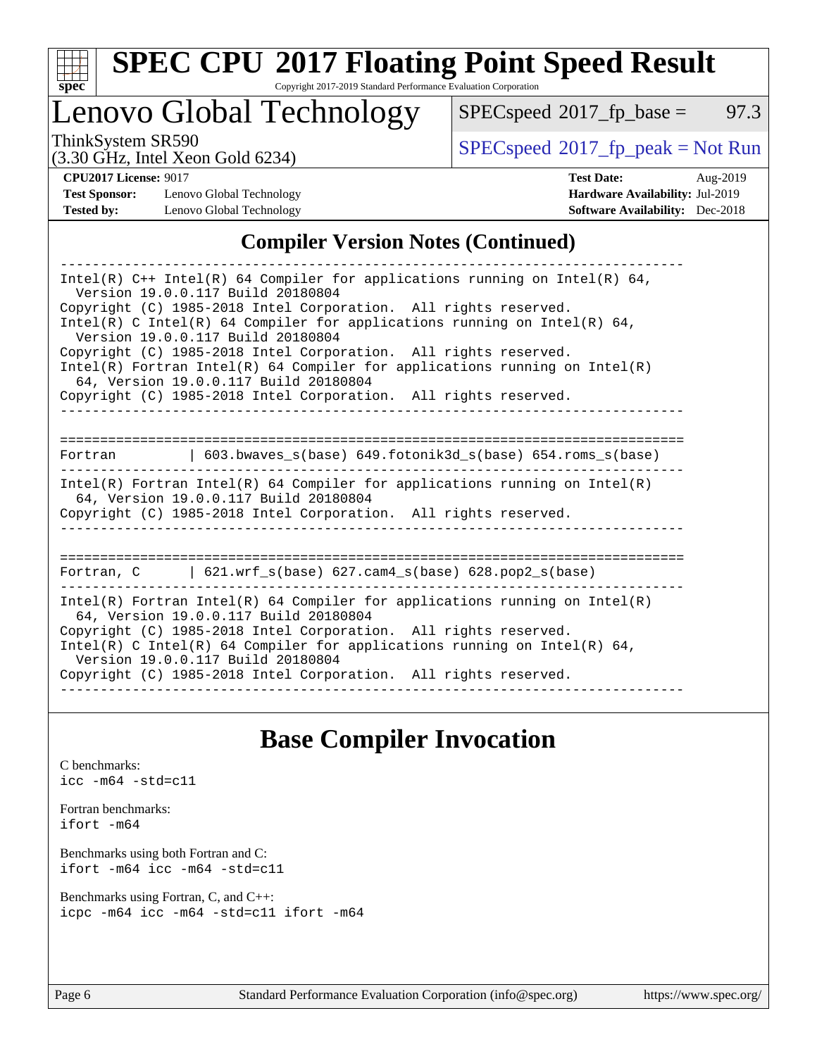# SPEC CPU 2017 Floating Point Speed Result

Copyright 2017-2019 Standard Performance Evaluation Corporation

## Lenovo Global Technology

ThinkSystem SR590
(3.30 GHz, Intel Xeon Gold 6234)

SPECspeed 2017_fp_base = 97.3

SPECspeed 2017_fp_peak = Not Run

**CPU2017 License:** 9017
**Test Sponsor:** Lenovo Global Technology
**Tested by:** Lenovo Global Technology

**Test Date:** Aug-2019
**Hardware Availability:** Jul-2019
**Software Availability:** Dec-2018

## Compiler Version Notes (Continued)

```
------------------------------------------------------------------------------
Intel(R) C++ Intel(R) 64 Compiler for applications running on Intel(R) 64,
  Version 19.0.0.117 Build 20180804
Copyright (C) 1985-2018 Intel Corporation.  All rights reserved.
Intel(R) C Intel(R) 64 Compiler for applications running on Intel(R) 64,
  Version 19.0.0.117 Build 20180804
Copyright (C) 1985-2018 Intel Corporation.  All rights reserved.
Intel(R) Fortran Intel(R) 64 Compiler for applications running on Intel(R)
  64, Version 19.0.0.117 Build 20180804
Copyright (C) 1985-2018 Intel Corporation.  All rights reserved.
------------------------------------------------------------------------------

==============================================================================
Fortran         | 603.bwaves_s(base) 649.fotonik3d_s(base) 654.roms_s(base)
------------------------------------------------------------------------------
Intel(R) Fortran Intel(R) 64 Compiler for applications running on Intel(R)
  64, Version 19.0.0.117 Build 20180804
Copyright (C) 1985-2018 Intel Corporation.  All rights reserved.
------------------------------------------------------------------------------

==============================================================================
Fortran, C      | 621.wrf_s(base) 627.cam4_s(base) 628.pop2_s(base)
------------------------------------------------------------------------------
Intel(R) Fortran Intel(R) 64 Compiler for applications running on Intel(R)
  64, Version 19.0.0.117 Build 20180804
Copyright (C) 1985-2018 Intel Corporation.  All rights reserved.
Intel(R) C Intel(R) 64 Compiler for applications running on Intel(R) 64,
  Version 19.0.0.117 Build 20180804
Copyright (C) 1985-2018 Intel Corporation.  All rights reserved.
------------------------------------------------------------------------------
```

## Base Compiler Invocation

C benchmarks:
`icc -m64 -std=c11`

Fortran benchmarks:
`ifort -m64`

Benchmarks using both Fortran and C:
`ifort -m64 icc -m64 -std=c11`

Benchmarks using Fortran, C, and C++:
`icpc -m64 icc -m64 -std=c11 ifort -m64`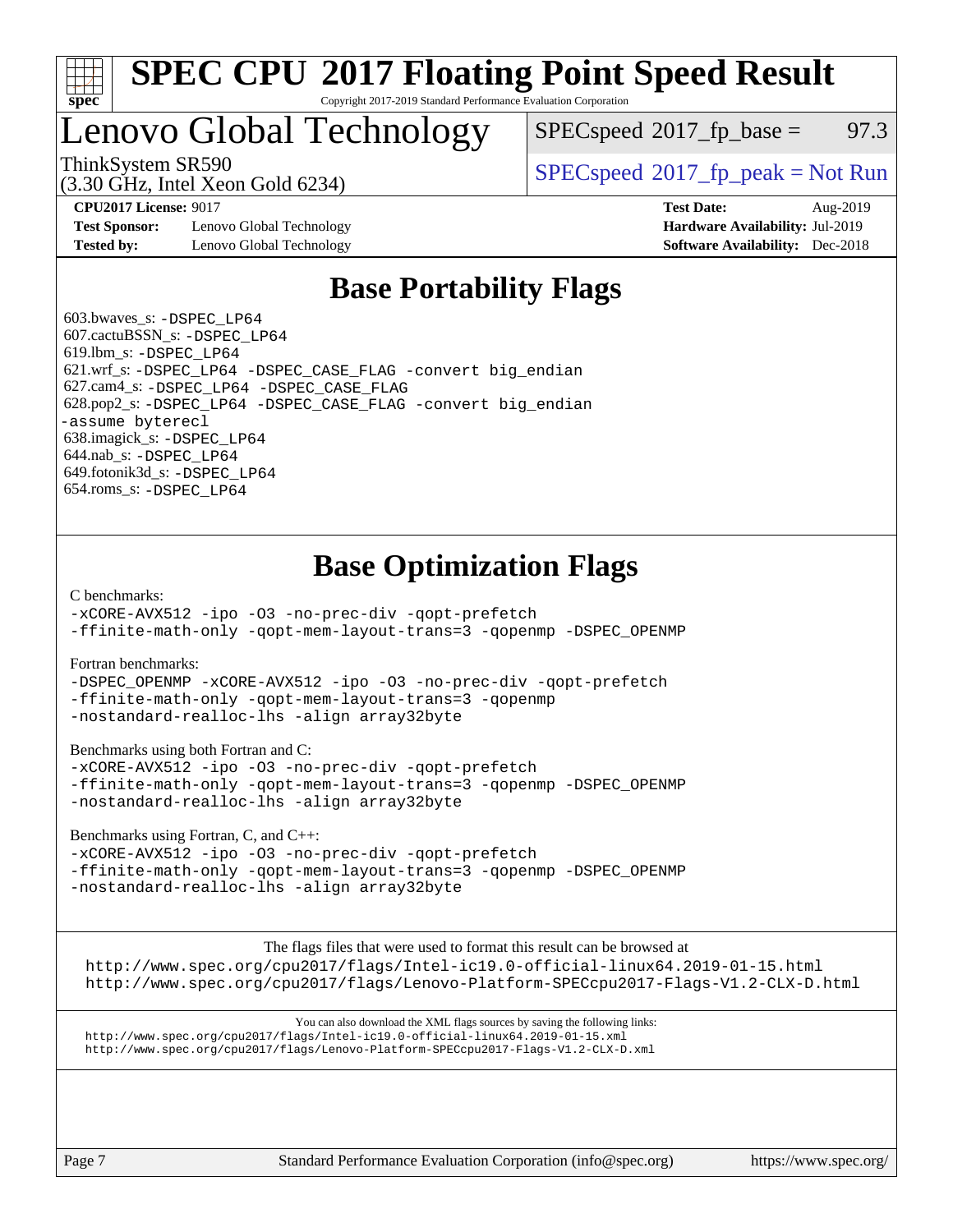# SPEC CPU 2017 Floating Point Speed Result

Copyright 2017-2019 Standard Performance Evaluation Corporation

# Lenovo Global Technology

ThinkSystem SR590
(3.30 GHz, Intel Xeon Gold 6234)

SPECspeed 2017_fp_base = 97.3

SPECspeed 2017_fp_peak = Not Run

**CPU2017 License:** 9017
**Test Sponsor:** Lenovo Global Technology
**Tested by:** Lenovo Global Technology

**Test Date:** Aug-2019
**Hardware Availability:** Jul-2019
**Software Availability:** Dec-2018

## Base Portability Flags

603.bwaves_s: `-DSPEC_LP64`
607.cactuBSSN_s: `-DSPEC_LP64`
619.lbm_s: `-DSPEC_LP64`
621.wrf_s: `-DSPEC_LP64 -DSPEC_CASE_FLAG -convert big_endian`
627.cam4_s: `-DSPEC_LP64 -DSPEC_CASE_FLAG`
628.pop2_s: `-DSPEC_LP64 -DSPEC_CASE_FLAG -convert big_endian -assume byterecl`
638.imagick_s: `-DSPEC_LP64`
644.nab_s: `-DSPEC_LP64`
649.fotonik3d_s: `-DSPEC_LP64`
654.roms_s: `-DSPEC_LP64`

## Base Optimization Flags

C benchmarks:
```
-xCORE-AVX512 -ipo -O3 -no-prec-div -qopt-prefetch
-ffinite-math-only -qopt-mem-layout-trans=3 -qopenmp -DSPEC_OPENMP
```

Fortran benchmarks:
```
-DSPEC_OPENMP -xCORE-AVX512 -ipo -O3 -no-prec-div -qopt-prefetch
-ffinite-math-only -qopt-mem-layout-trans=3 -qopenmp
-nostandard-realloc-lhs -align array32byte
```

Benchmarks using both Fortran and C:
```
-xCORE-AVX512 -ipo -O3 -no-prec-div -qopt-prefetch
-ffinite-math-only -qopt-mem-layout-trans=3 -qopenmp -DSPEC_OPENMP
-nostandard-realloc-lhs -align array32byte
```

Benchmarks using Fortran, C, and C++:
```
-xCORE-AVX512 -ipo -O3 -no-prec-div -qopt-prefetch
-ffinite-math-only -qopt-mem-layout-trans=3 -qopenmp -DSPEC_OPENMP
-nostandard-realloc-lhs -align array32byte
```

The flags files that were used to format this result can be browsed at
http://www.spec.org/cpu2017/flags/Intel-ic19.0-official-linux64.2019-01-15.html
http://www.spec.org/cpu2017/flags/Lenovo-Platform-SPECcpu2017-Flags-V1.2-CLX-D.html

You can also download the XML flags sources by saving the following links:
http://www.spec.org/cpu2017/flags/Intel-ic19.0-official-linux64.2019-01-15.xml
http://www.spec.org/cpu2017/flags/Lenovo-Platform-SPECcpu2017-Flags-V1.2-CLX-D.xml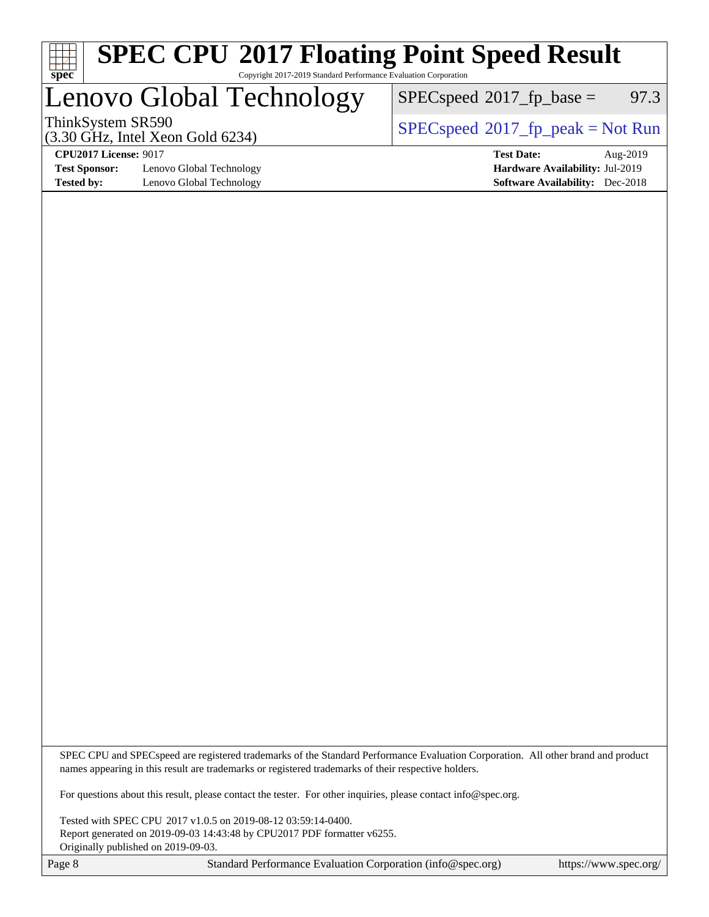SPEC CPU and SPECspeed are registered trademarks of the Standard Performance Evaluation Corporation. All other brand and product names appearing in this result are trademarks or registered trademarks of their respective holders.

For questions about this result, please contact the tester. For other inquiries, please contact info@spec.org.

Tested with SPEC CPU 2017 v1.0.5 on 2019-08-12 03:59:14-0400.
Report generated on 2019-09-03 14:43:48 by CPU2017 PDF formatter v6255.
Originally published on 2019-09-03.